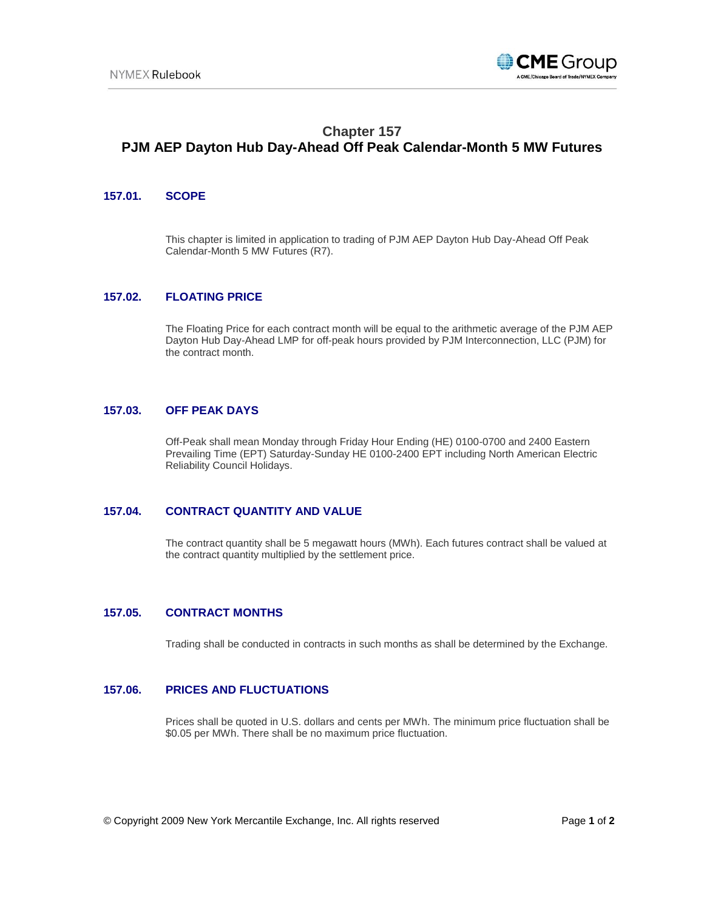# Chapter 157
# PJM AEP Dayton Hub Day-Ahead Off Peak Calendar-Month 5 MW Futures

## 157.01. SCOPE

This chapter is limited in application to trading of PJM AEP Dayton Hub Day-Ahead Off Peak Calendar-Month 5 MW Futures (R7).

## 157.02. FLOATING PRICE

The Floating Price for each contract month will be equal to the arithmetic average of the PJM AEP Dayton Hub Day-Ahead LMP for off-peak hours provided by PJM Interconnection, LLC (PJM) for the contract month.

## 157.03. OFF PEAK DAYS

Off-Peak shall mean Monday through Friday Hour Ending (HE) 0100-0700 and 2400 Eastern Prevailing Time (EPT) Saturday-Sunday HE 0100-2400 EPT including North American Electric Reliability Council Holidays.

## 157.04. CONTRACT QUANTITY AND VALUE

The contract quantity shall be 5 megawatt hours (MWh). Each futures contract shall be valued at the contract quantity multiplied by the settlement price.

## 157.05. CONTRACT MONTHS

Trading shall be conducted in contracts in such months as shall be determined by the Exchange.

## 157.06. PRICES AND FLUCTUATIONS

Prices shall be quoted in U.S. dollars and cents per MWh. The minimum price fluctuation shall be $0.05 per MWh. There shall be no maximum price fluctuation.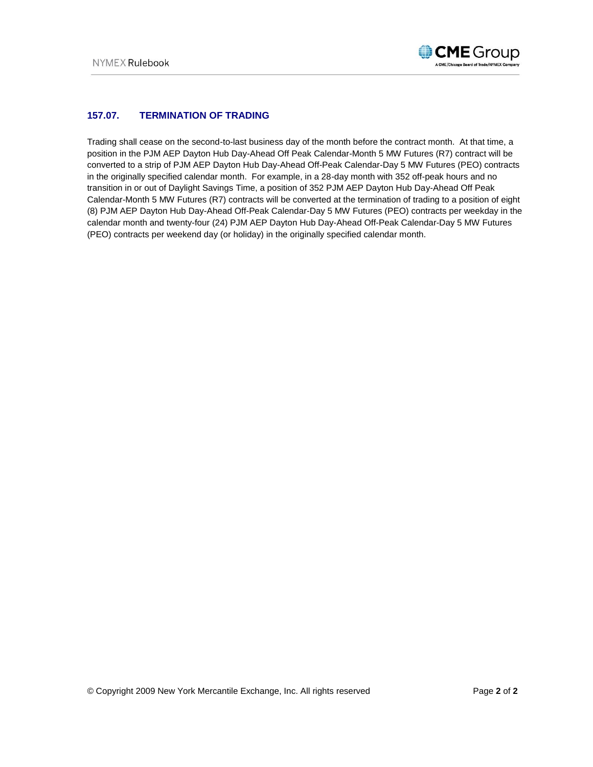## 157.07. TERMINATION OF TRADING

Trading shall cease on the second-to-last business day of the month before the contract month. At that time, a position in the PJM AEP Dayton Hub Day-Ahead Off Peak Calendar-Month 5 MW Futures (R7) contract will be converted to a strip of PJM AEP Dayton Hub Day-Ahead Off-Peak Calendar-Day 5 MW Futures (PEO) contracts in the originally specified calendar month. For example, in a 28-day month with 352 off-peak hours and no transition in or out of Daylight Savings Time, a position of 352 PJM AEP Dayton Hub Day-Ahead Off Peak Calendar-Month 5 MW Futures (R7) contracts will be converted at the termination of trading to a position of eight (8) PJM AEP Dayton Hub Day-Ahead Off-Peak Calendar-Day 5 MW Futures (PEO) contracts per weekday in the calendar month and twenty-four (24) PJM AEP Dayton Hub Day-Ahead Off-Peak Calendar-Day 5 MW Futures (PEO) contracts per weekend day (or holiday) in the originally specified calendar month.

© Copyright 2009 New York Mercantile Exchange, Inc. All rights reserved